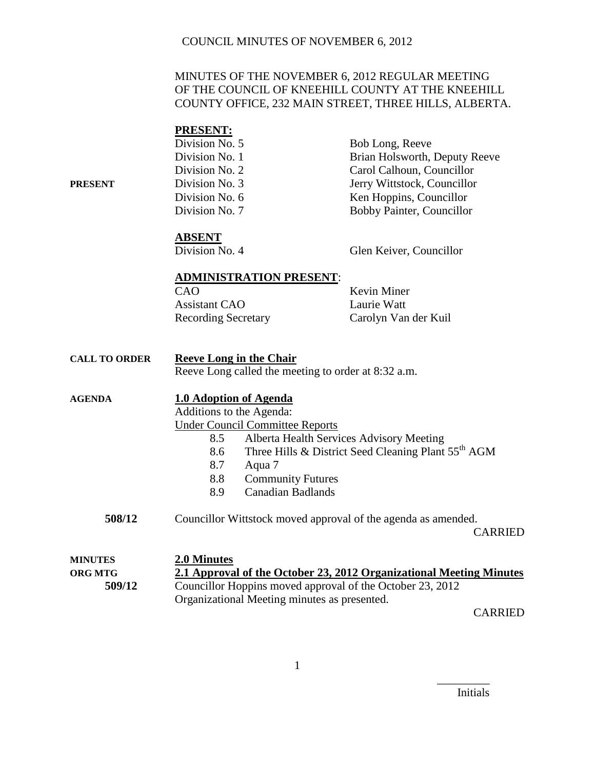MINUTES OF THE NOVEMBER 6, 2012 REGULAR MEETING OF THE COUNCIL OF KNEEHILL COUNTY AT THE KNEEHILL COUNTY OFFICE, 232 MAIN STREET, THREE HILLS, ALBERTA.

**PRESENT:**

**PRESENT**

| | |
|---|---|
| Division No. 5 | Bob Long, Reeve |
| Division No. 1 | Brian Holsworth, Deputy Reeve |
| Division No. 2 | Carol Calhoun, Councillor |
| Division No. 3 | Jerry Wittstock, Councillor |
| Division No. 6 | Ken Hoppins, Councillor |
| Division No. 7 | Bobby Painter, Councillor |

**ABSENT**

| | |
|---|---|
| Division No. 4 | Glen Keiver, Councillor |

**ADMINISTRATION PRESENT:**

| | |
|---|---|
| CAO | Kevin Miner |
| Assistant CAO | Laurie Watt |
| Recording Secretary | Carolyn Van der Kuil |

**CALL TO ORDER**

**Reeve Long in the Chair**

Reeve Long called the meeting to order at 8:32 a.m.

**AGENDA**

**1.0 Adoption of Agenda**

Additions to the Agenda:

Under Council Committee Reports

- 8.5 Alberta Health Services Advisory Meeting
- 8.6 Three Hills & District Seed Cleaning Plant 55th AGM
- 8.7 Aqua 7
- 8.8 Community Futures
- 8.9 Canadian Badlands

**508/12** Councillor Wittstock moved approval of the agenda as amended.

CARRIED

**MINUTES**
**ORG MTG**

**2.0 Minutes**

**2.1 Approval of the October 23, 2012 Organizational Meeting Minutes**

**509/12** Councillor Hoppins moved approval of the October 23, 2012 Organizational Meeting minutes as presented.

CARRIED

Initials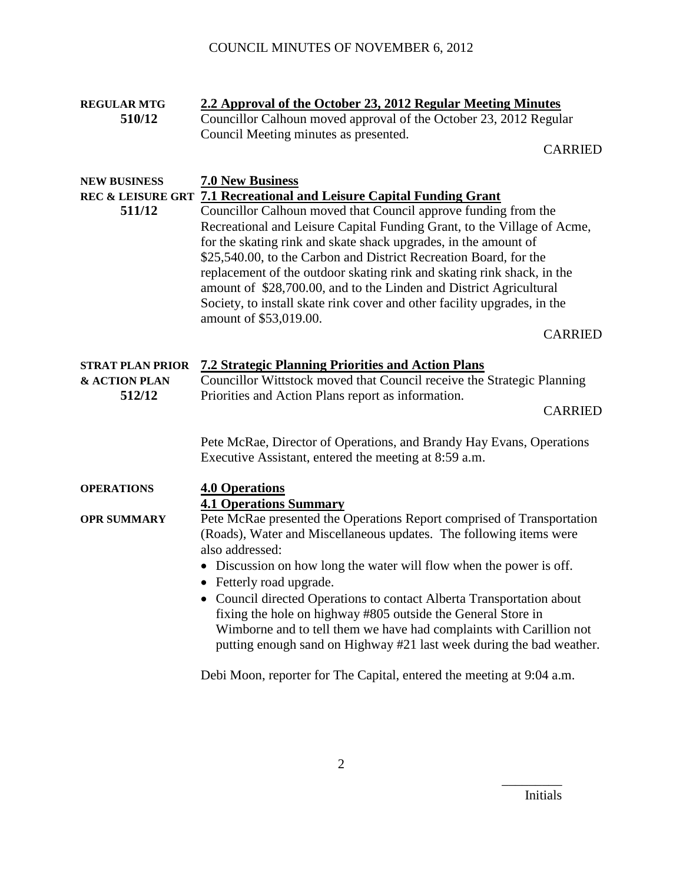**REGULAR MTG 510/12**

**2.2 Approval of the October 23, 2012 Regular Meeting Minutes**

Councillor Calhoun moved approval of the October 23, 2012 Regular Council Meeting minutes as presented.

CARRIED

**NEW BUSINESS**

**7.0 New Business**

**REC & LEISURE GRT 511/12**

**7.1 Recreational and Leisure Capital Funding Grant**

Councillor Calhoun moved that Council approve funding from the Recreational and Leisure Capital Funding Grant, to the Village of Acme, for the skating rink and skate shack upgrades, in the amount of $25,540.00, to the Carbon and District Recreation Board, for the replacement of the outdoor skating rink and skating rink shack, in the amount of $28,700.00, and to the Linden and District Agricultural Society, to install skate rink cover and other facility upgrades, in the amount of $53,019.00.

CARRIED

**STRAT PLAN PRIOR & ACTION PLAN 512/12**

**7.2 Strategic Planning Priorities and Action Plans**

Councillor Wittstock moved that Council receive the Strategic Planning Priorities and Action Plans report as information.

CARRIED

Pete McRae, Director of Operations, and Brandy Hay Evans, Operations Executive Assistant, entered the meeting at 8:59 a.m.

**OPERATIONS**

**4.0 Operations**

**4.1 Operations Summary**

**OPR SUMMARY**

Pete McRae presented the Operations Report comprised of Transportation (Roads), Water and Miscellaneous updates. The following items were also addressed:

- Discussion on how long the water will flow when the power is off.
- Fetterly road upgrade.
- Council directed Operations to contact Alberta Transportation about fixing the hole on highway #805 outside the General Store in Wimborne and to tell them we have had complaints with Carillion not putting enough sand on Highway #21 last week during the bad weather.

Debi Moon, reporter for The Capital, entered the meeting at 9:04 a.m.

Initials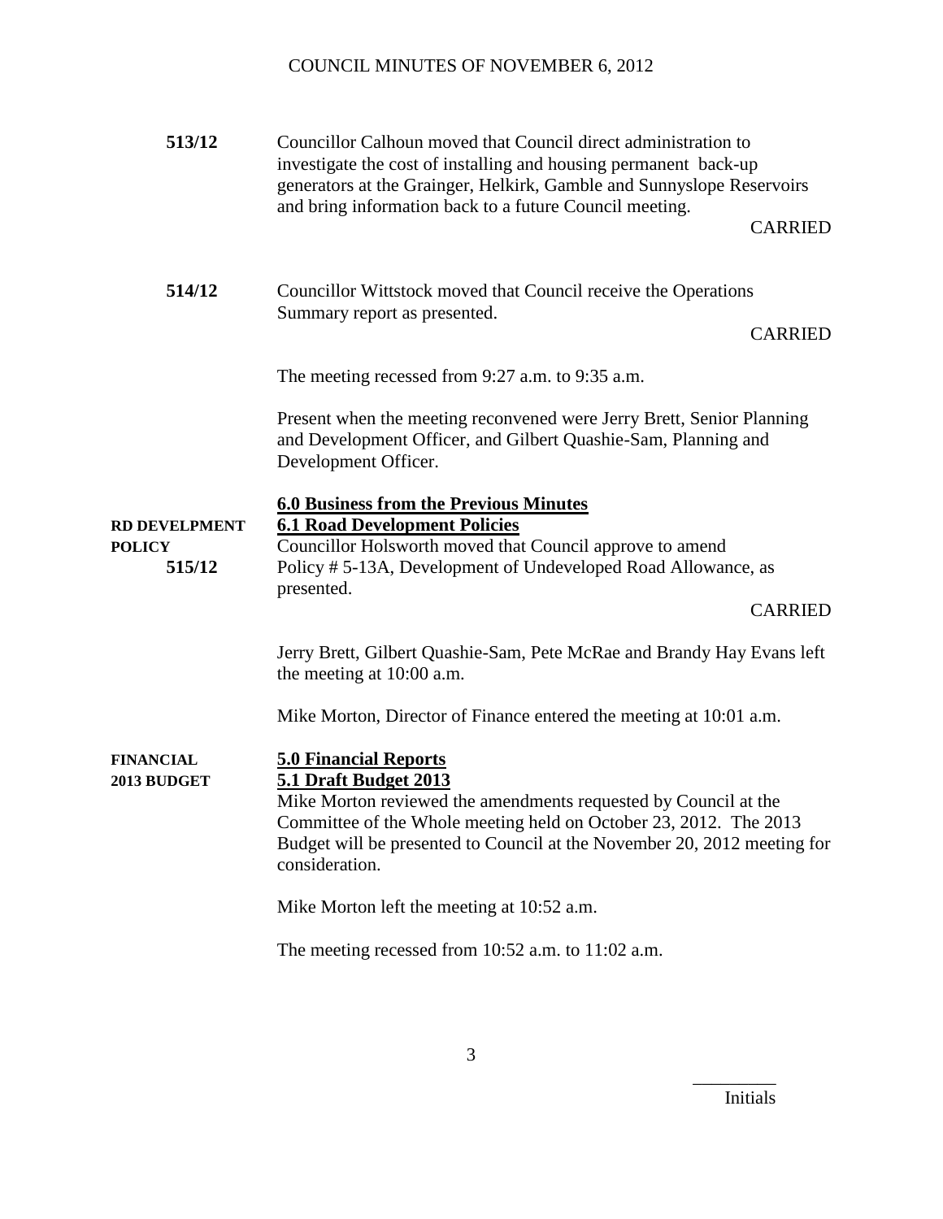**513/12** Councillor Calhoun moved that Council direct administration to investigate the cost of installing and housing permanent back-up generators at the Grainger, Helkirk, Gamble and Sunnyslope Reservoirs and bring information back to a future Council meeting.

CARRIED

**514/12** Councillor Wittstock moved that Council receive the Operations Summary report as presented.

CARRIED

The meeting recessed from 9:27 a.m. to 9:35 a.m.

Present when the meeting reconvened were Jerry Brett, Senior Planning and Development Officer, and Gilbert Quashie-Sam, Planning and Development Officer.

**<u>6.0 Business from the Previous Minutes</u>**

**RD DEVELPMENT POLICY**

**<u>6.1 Road Development Policies</u>**

**515/12** Councillor Holsworth moved that Council approve to amend Policy # 5-13A, Development of Undeveloped Road Allowance, as presented.

CARRIED

Jerry Brett, Gilbert Quashie-Sam, Pete McRae and Brandy Hay Evans left the meeting at 10:00 a.m.

Mike Morton, Director of Finance entered the meeting at 10:01 a.m.

**FINANCIAL 2013 BUDGET**

**<u>5.0 Financial Reports</u>**

**<u>5.1 Draft Budget 2013</u>**

Mike Morton reviewed the amendments requested by Council at the Committee of the Whole meeting held on October 23, 2012. The 2013 Budget will be presented to Council at the November 20, 2012 meeting for consideration.

Mike Morton left the meeting at 10:52 a.m.

The meeting recessed from 10:52 a.m. to 11:02 a.m.

_________
Initials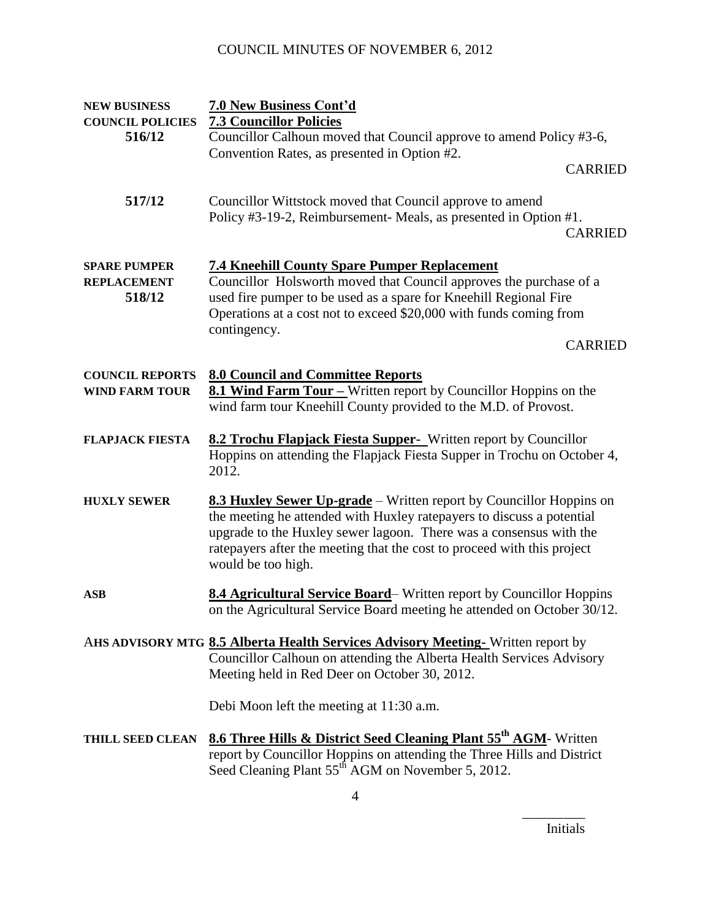**NEW BUSINESS** **7.0 New Business Cont'd**

**COUNCIL POLICIES** **7.3 Councillor Policies**

**516/12** Councillor Calhoun moved that Council approve to amend Policy #3-6, Convention Rates, as presented in Option #2.

CARRIED

**517/12** Councillor Wittstock moved that Council approve to amend Policy #3-19-2, Reimbursement- Meals, as presented in Option #1.

CARRIED

**SPARE PUMPER REPLACEMENT 518/12** **7.4 Kneehill County Spare Pumper Replacement**

Councillor Holsworth moved that Council approves the purchase of a used fire pumper to be used as a spare for Kneehill Regional Fire Operations at a cost not to exceed $20,000 with funds coming from contingency.

CARRIED

**COUNCIL REPORTS** **8.0 Council and Committee Reports**

**WIND FARM TOUR** **8.1 Wind Farm Tour –** Written report by Councillor Hoppins on the wind farm tour Kneehill County provided to the M.D. of Provost.

**FLAPJACK FIESTA** **8.2 Trochu Flapjack Fiesta Supper-** Written report by Councillor Hoppins on attending the Flapjack Fiesta Supper in Trochu on October 4, 2012.

**HUXLY SEWER** **8.3 Huxley Sewer Up-grade** – Written report by Councillor Hoppins on the meeting he attended with Huxley ratepayers to discuss a potential upgrade to the Huxley sewer lagoon. There was a consensus with the ratepayers after the meeting that the cost to proceed with this project would be too high.

**ASB** **8.4 Agricultural Service Board**– Written report by Councillor Hoppins on the Agricultural Service Board meeting he attended on October 30/12.

**AHS ADVISORY MTG** **8.5 Alberta Health Services Advisory Meeting-** Written report by Councillor Calhoun on attending the Alberta Health Services Advisory Meeting held in Red Deer on October 30, 2012.

Debi Moon left the meeting at 11:30 a.m.

**THILL SEED CLEAN** **8.6 Three Hills & District Seed Cleaning Plant 55th AGM**- Written report by Councillor Hoppins on attending the Three Hills and District Seed Cleaning Plant 55th AGM on November 5, 2012.

_________
Initials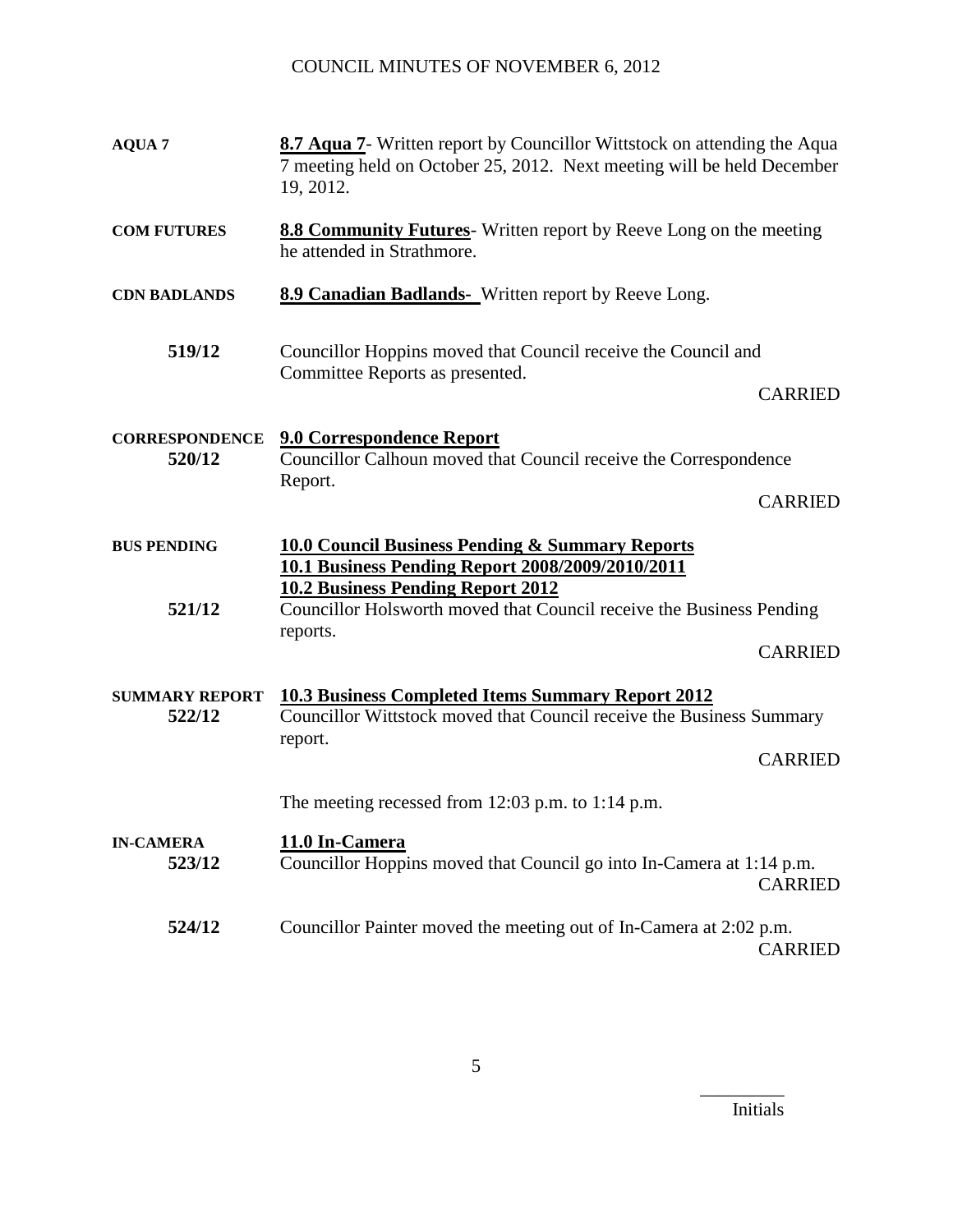**AQUA 7** — **8.7 Aqua 7**- Written report by Councillor Wittstock on attending the Aqua 7 meeting held on October 25, 2012. Next meeting will be held December 19, 2012.

**COM FUTURES** — **8.8 Community Futures**- Written report by Reeve Long on the meeting he attended in Strathmore.

**CDN BADLANDS** — **8.9 Canadian Badlands-** Written report by Reeve Long.

**519/12** — Councillor Hoppins moved that Council receive the Council and Committee Reports as presented.

CARRIED

**CORRESPONDENCE** — **9.0 Correspondence Report**

**520/12** — Councillor Calhoun moved that Council receive the Correspondence Report.

CARRIED

**BUS PENDING** — **10.0 Council Business Pending & Summary Reports**
**10.1 Business Pending Report 2008/2009/2010/2011**
**10.2 Business Pending Report 2012**

**521/12** — Councillor Holsworth moved that Council receive the Business Pending reports.

CARRIED

**SUMMARY REPORT** — **10.3 Business Completed Items Summary Report 2012**

**522/12** — Councillor Wittstock moved that Council receive the Business Summary report.

CARRIED

The meeting recessed from 12:03 p.m. to 1:14 p.m.

**IN-CAMERA** — **11.0 In-Camera**

**523/12** — Councillor Hoppins moved that Council go into In-Camera at 1:14 p.m.

CARRIED

**524/12** — Councillor Painter moved the meeting out of In-Camera at 2:02 p.m.

CARRIED

_________
Initials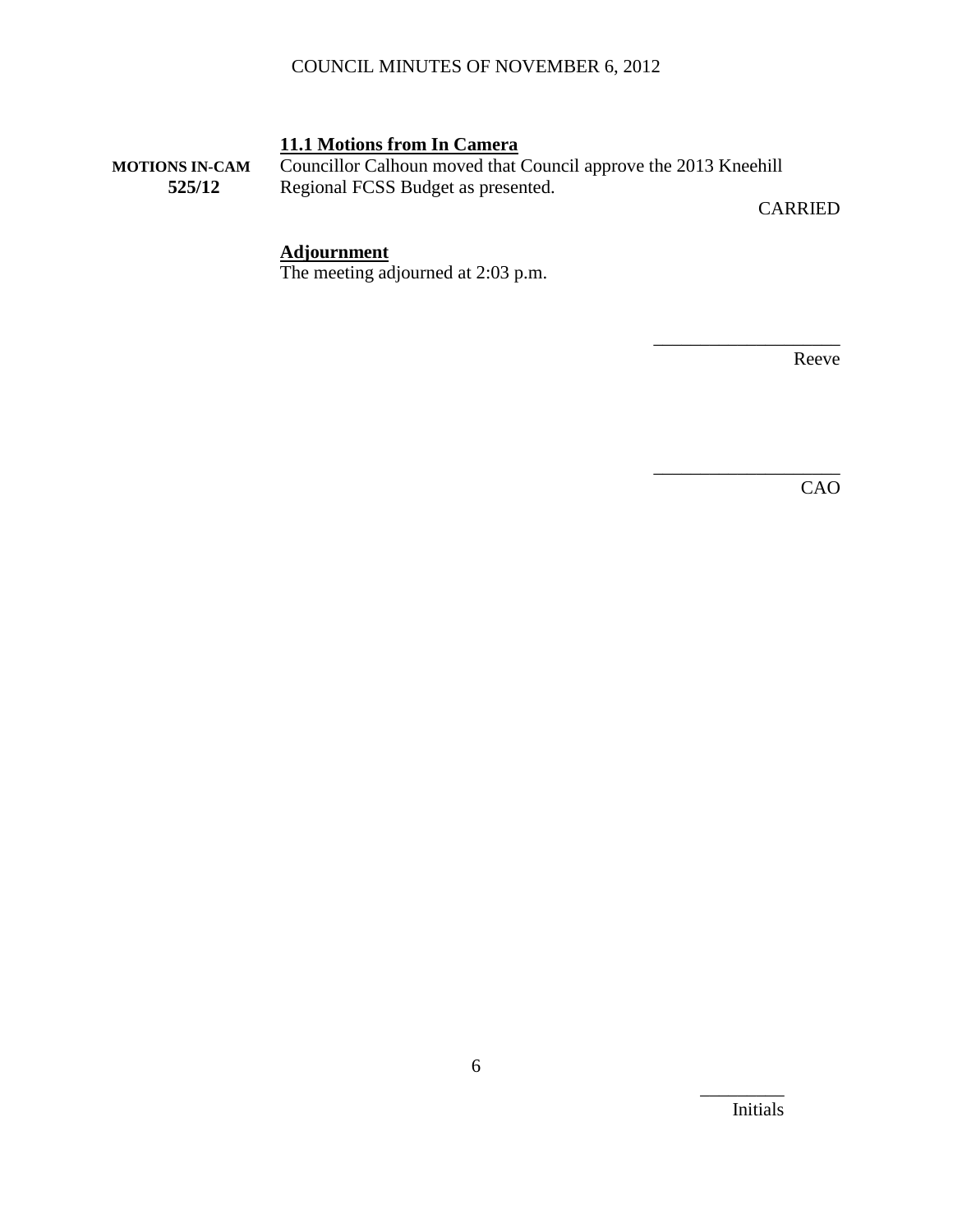### 11.1 Motions from In Camera

**MOTIONS IN-CAM**
**525/12**

Councillor Calhoun moved that Council approve the 2013 Kneehill Regional FCSS Budget as presented.

CARRIED

### Adjournment

The meeting adjourned at 2:03 p.m.

\_\_\_\_\_\_\_\_\_\_\_\_\_\_\_\_\_\_\_\_
Reeve

\_\_\_\_\_\_\_\_\_\_\_\_\_\_\_\_\_\_\_\_
CAO

\_\_\_\_\_\_\_\_\_
Initials